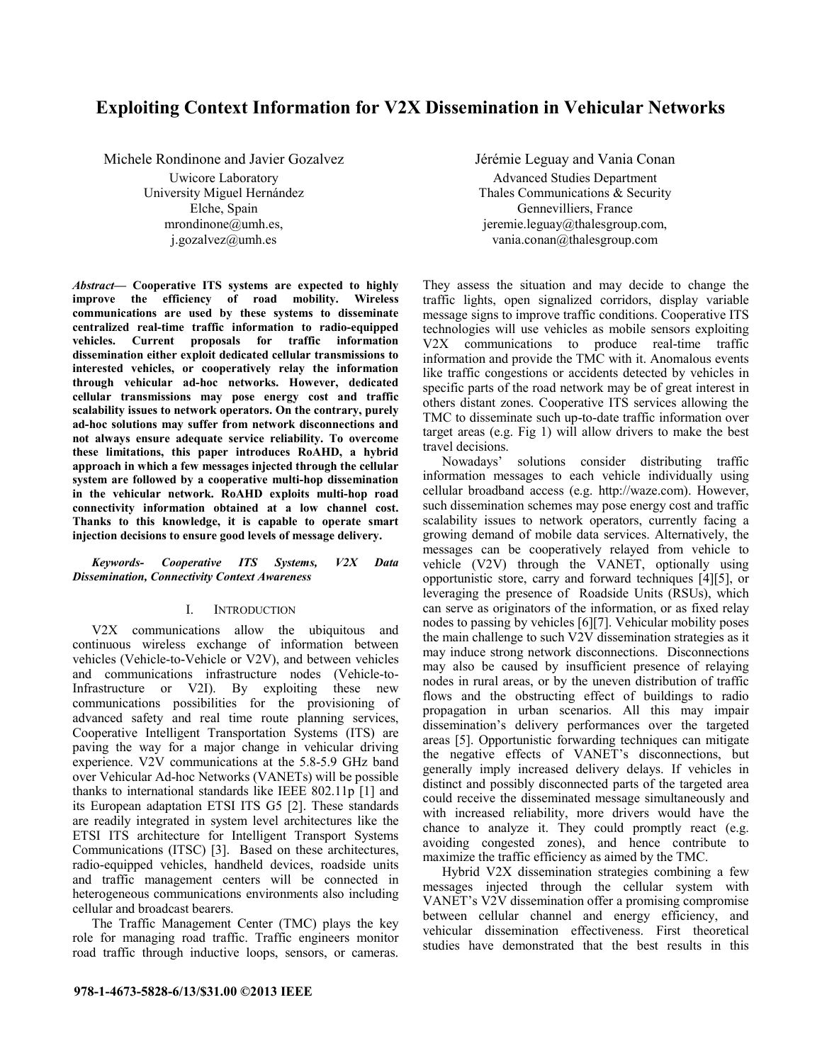# Exploiting Context Information for V2X Dissemination in Vehicular Networks

Michele Rondinone and Javier Gozalvez
Uwicore Laboratory
University Miguel Hernández
Elche, Spain
mrondinone@umh.es,
j.gozalvez@umh.es

Jérémie Leguay and Vania Conan
Advanced Studies Department
Thales Communications & Security
Gennevilliers, France
jeremie.leguay@thalesgroup.com,
vania.conan@thalesgroup.com

***Abstract*— Cooperative ITS systems are expected to highly improve the efficiency of road mobility. Wireless communications are used by these systems to disseminate centralized real-time traffic information to radio-equipped vehicles. Current proposals for traffic information dissemination either exploit dedicated cellular transmissions to interested vehicles, or cooperatively relay the information through vehicular ad-hoc networks. However, dedicated cellular transmissions may pose energy cost and traffic scalability issues to network operators. On the contrary, purely ad-hoc solutions may suffer from network disconnections and not always ensure adequate service reliability. To overcome these limitations, this paper introduces RoAHD, a hybrid approach in which a few messages injected through the cellular system are followed by a cooperative multi-hop dissemination in the vehicular network. RoAHD exploits multi-hop road connectivity information obtained at a low channel cost. Thanks to this knowledge, it is capable to operate smart injection decisions to ensure good levels of message delivery.**

***Keywords- Cooperative ITS Systems, V2X Data Dissemination, Connectivity Context Awareness***

## I. INTRODUCTION

V2X communications allow the ubiquitous and continuous wireless exchange of information between vehicles (Vehicle-to-Vehicle or V2V), and between vehicles and communications infrastructure nodes (Vehicle-to-Infrastructure or V2I). By exploiting these new communications possibilities for the provisioning of advanced safety and real time route planning services, Cooperative Intelligent Transportation Systems (ITS) are paving the way for a major change in vehicular driving experience. V2V communications at the 5.8-5.9 GHz band over Vehicular Ad-hoc Networks (VANETs) will be possible thanks to international standards like IEEE 802.11p [1] and its European adaptation ETSI ITS G5 [2]. These standards are readily integrated in system level architectures like the ETSI ITS architecture for Intelligent Transport Systems Communications (ITSC) [3]. Based on these architectures, radio-equipped vehicles, handheld devices, roadside units and traffic management centers will be connected in heterogeneous communications environments also including cellular and broadcast bearers.

The Traffic Management Center (TMC) plays the key role for managing road traffic. Traffic engineers monitor road traffic through inductive loops, sensors, or cameras. They assess the situation and may decide to change the traffic lights, open signalized corridors, display variable message signs to improve traffic conditions. Cooperative ITS technologies will use vehicles as mobile sensors exploiting V2X communications to produce real-time traffic information and provide the TMC with it. Anomalous events like traffic congestions or accidents detected by vehicles in specific parts of the road network may be of great interest in others distant zones. Cooperative ITS services allowing the TMC to disseminate such up-to-date traffic information over target areas (e.g. Fig 1) will allow drivers to make the best travel decisions.

Nowadays' solutions consider distributing traffic information messages to each vehicle individually using cellular broadband access (e.g. http://waze.com). However, such dissemination schemes may pose energy cost and traffic scalability issues to network operators, currently facing a growing demand of mobile data services. Alternatively, the messages can be cooperatively relayed from vehicle to vehicle (V2V) through the VANET, optionally using opportunistic store, carry and forward techniques [4][5], or leveraging the presence of Roadside Units (RSUs), which can serve as originators of the information, or as fixed relay nodes to passing by vehicles [6][7]. Vehicular mobility poses the main challenge to such V2V dissemination strategies as it may induce strong network disconnections. Disconnections may also be caused by insufficient presence of relaying nodes in rural areas, or by the uneven distribution of traffic flows and the obstructing effect of buildings to radio propagation in urban scenarios. All this may impair dissemination's delivery performances over the targeted areas [5]. Opportunistic forwarding techniques can mitigate the negative effects of VANET's disconnections, but generally imply increased delivery delays. If vehicles in distinct and possibly disconnected parts of the targeted area could receive the disseminated message simultaneously and with increased reliability, more drivers would have the chance to analyze it. They could promptly react (e.g. avoiding congested zones), and hence contribute to maximize the traffic efficiency as aimed by the TMC.

Hybrid V2X dissemination strategies combining a few messages injected through the cellular system with VANET's V2V dissemination offer a promising compromise between cellular channel and energy efficiency, and vehicular dissemination effectiveness. First theoretical studies have demonstrated that the best results in this

978-1-4673-5828-6/13/$31.00 ©2013 IEEE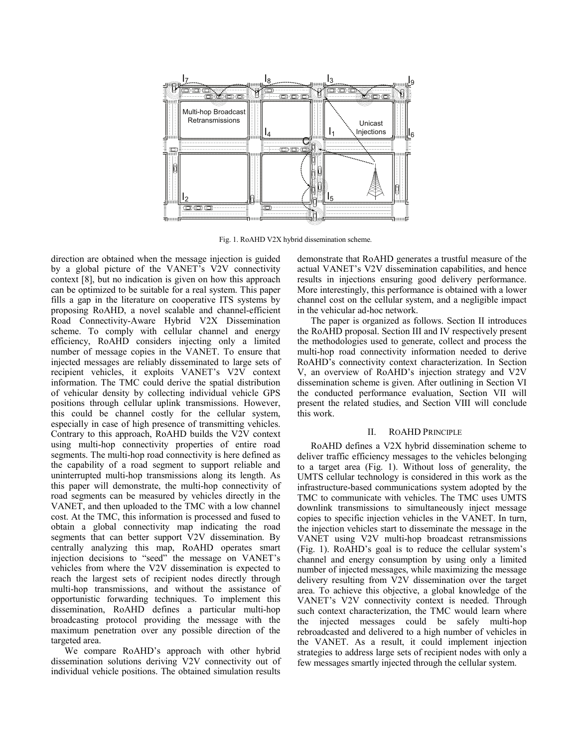Fig. 1. RoAHD V2X hybrid dissemination scheme.

direction are obtained when the message injection is guided by a global picture of the VANET's V2V connectivity context [8], but no indication is given on how this approach can be optimized to be suitable for a real system. This paper fills a gap in the literature on cooperative ITS systems by proposing RoAHD, a novel scalable and channel-efficient Road Connectivity-Aware Hybrid V2X Dissemination scheme. To comply with cellular channel and energy efficiency, RoAHD considers injecting only a limited number of message copies in the VANET. To ensure that injected messages are reliably disseminated to large sets of recipient vehicles, it exploits VANET's V2V context information. The TMC could derive the spatial distribution of vehicular density by collecting individual vehicle GPS positions through cellular uplink transmissions. However, this could be channel costly for the cellular system, especially in case of high presence of transmitting vehicles. Contrary to this approach, RoAHD builds the V2V context using multi-hop connectivity properties of entire road segments. The multi-hop road connectivity is here defined as the capability of a road segment to support reliable and uninterrupted multi-hop transmissions along its length. As this paper will demonstrate, the multi-hop connectivity of road segments can be measured by vehicles directly in the VANET, and then uploaded to the TMC with a low channel cost. At the TMC, this information is processed and fused to obtain a global connectivity map indicating the road segments that can better support V2V dissemination. By centrally analyzing this map, RoAHD operates smart injection decisions to "seed" the message on VANET's vehicles from where the V2V dissemination is expected to reach the largest sets of recipient nodes directly through multi-hop transmissions, and without the assistance of opportunistic forwarding techniques. To implement this dissemination, RoAHD defines a particular multi-hop broadcasting protocol providing the message with the maximum penetration over any possible direction of the targeted area.

We compare RoAHD's approach with other hybrid dissemination solutions deriving V2V connectivity out of individual vehicle positions. The obtained simulation results demonstrate that RoAHD generates a trustful measure of the actual VANET's V2V dissemination capabilities, and hence results in injections ensuring good delivery performance. More interestingly, this performance is obtained with a lower channel cost on the cellular system, and a negligible impact in the vehicular ad-hoc network.

The paper is organized as follows. Section II introduces the RoAHD proposal. Section III and IV respectively present the methodologies used to generate, collect and process the multi-hop road connectivity information needed to derive RoAHD's connectivity context characterization. In Section V, an overview of RoAHD's injection strategy and V2V dissemination scheme is given. After outlining in Section VI the conducted performance evaluation, Section VII will present the related studies, and Section VIII will conclude this work.

## II. RoAHD Principle

RoAHD defines a V2X hybrid dissemination scheme to deliver traffic efficiency messages to the vehicles belonging to a target area (Fig. 1). Without loss of generality, the UMTS cellular technology is considered in this work as the infrastructure-based communications system adopted by the TMC to communicate with vehicles. The TMC uses UMTS downlink transmissions to simultaneously inject message copies to specific injection vehicles in the VANET. In turn, the injection vehicles start to disseminate the message in the VANET using V2V multi-hop broadcast retransmissions (Fig. 1). RoAHD's goal is to reduce the cellular system's channel and energy consumption by using only a limited number of injected messages, while maximizing the message delivery resulting from V2V dissemination over the target area. To achieve this objective, a global knowledge of the VANET's V2V connectivity context is needed. Through such context characterization, the TMC would learn where the injected messages could be safely multi-hop rebroadcasted and delivered to a high number of vehicles in the VANET. As a result, it could implement injection strategies to address large sets of recipient nodes with only a few messages smartly injected through the cellular system.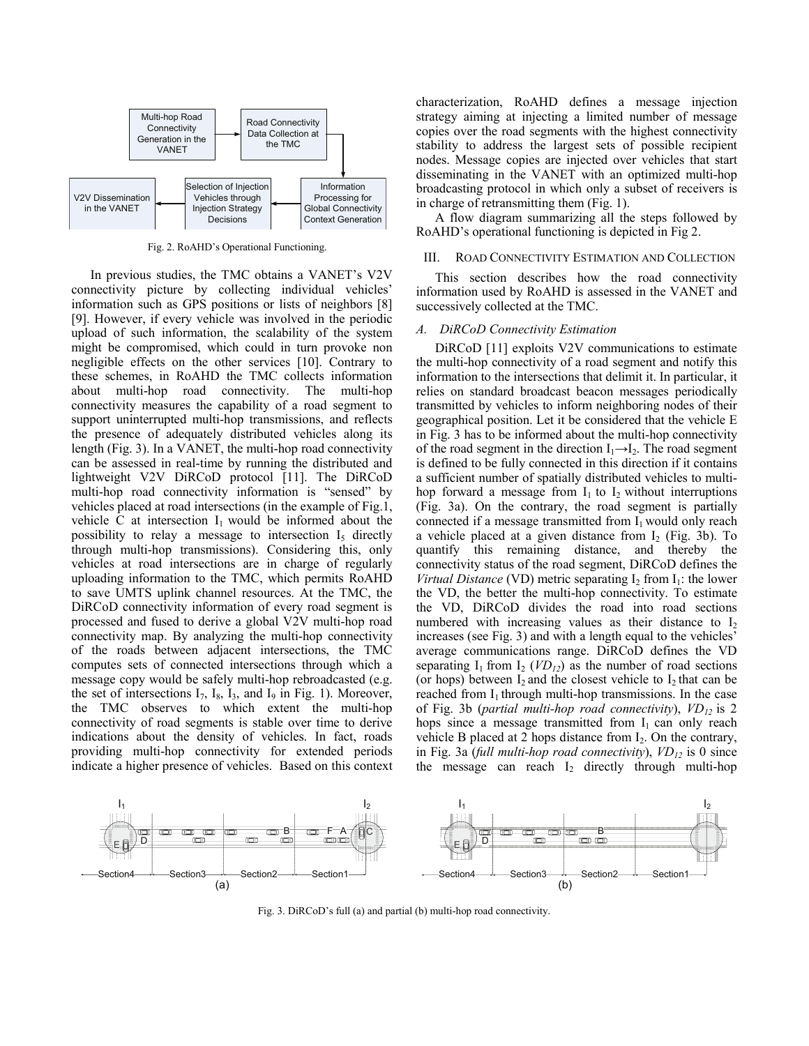Fig. 2. RoAHD's Operational Functioning.

In previous studies, the TMC obtains a VANET's V2V connectivity picture by collecting individual vehicles' information such as GPS positions or lists of neighbors [8] [9]. However, if every vehicle was involved in the periodic upload of such information, the scalability of the system might be compromised, which could in turn provoke non negligible effects on the other services [10]. Contrary to these schemes, in RoAHD the TMC collects information about multi-hop road connectivity. The multi-hop connectivity measures the capability of a road segment to support uninterrupted multi-hop transmissions, and reflects the presence of adequately distributed vehicles along its length (Fig. 3). In a VANET, the multi-hop road connectivity can be assessed in real-time by running the distributed and lightweight V2V DiRCoD protocol [11]. The DiRCoD multi-hop road connectivity information is "sensed" by vehicles placed at road intersections (in the example of Fig.1, vehicle C at intersection $I_1$ would be informed about the possibility to relay a message to intersection $I_5$ directly through multi-hop transmissions). Considering this, only vehicles at road intersections are in charge of regularly uploading information to the TMC, which permits RoAHD to save UMTS uplink channel resources. At the TMC, the DiRCoD connectivity information of every road segment is processed and fused to derive a global V2V multi-hop road connectivity map. By analyzing the multi-hop connectivity of the roads between adjacent intersections, the TMC computes sets of connected intersections through which a message copy would be safely multi-hop rebroadcasted (e.g. the set of intersections $I_7$, $I_8$, $I_3$, and $I_9$ in Fig. 1). Moreover, the TMC observes to which extent the multi-hop connectivity of road segments is stable over time to derive indications about the density of vehicles. In fact, roads providing multi-hop connectivity for extended periods indicate a higher presence of vehicles. Based on this context characterization, RoAHD defines a message injection strategy aiming at injecting a limited number of message copies over the road segments with the highest connectivity stability to address the largest sets of possible recipient nodes. Message copies are injected over vehicles that start disseminating in the VANET with an optimized multi-hop broadcasting protocol in which only a subset of receivers is in charge of retransmitting them (Fig. 1).

A flow diagram summarizing all the steps followed by RoAHD's operational functioning is depicted in Fig 2.

## III. ROAD CONNECTIVITY ESTIMATION AND COLLECTION

This section describes how the road connectivity information used by RoAHD is assessed in the VANET and successively collected at the TMC.

### A. *DiRCoD Connectivity Estimation*

DiRCoD [11] exploits V2V communications to estimate the multi-hop connectivity of a road segment and notify this information to the intersections that delimit it. In particular, it relies on standard broadcast beacon messages periodically transmitted by vehicles to inform neighboring nodes of their geographical position. Let it be considered that the vehicle E in Fig. 3 has to be informed about the multi-hop connectivity of the road segment in the direction $I_1 \rightarrow I_2$. The road segment is defined to be fully connected in this direction if it contains a sufficient number of spatially distributed vehicles to multi-hop forward a message from $I_1$ to $I_2$ without interruptions (Fig. 3a). On the contrary, the road segment is partially connected if a message transmitted from $I_1$ would only reach a vehicle placed at a given distance from $I_2$ (Fig. 3b). To quantify this remaining distance, and thereby the connectivity status of the road segment, DiRCoD defines the *Virtual Distance* (VD) metric separating $I_2$ from $I_1$: the lower the VD, the better the multi-hop connectivity. To estimate the VD, DiRCoD divides the road into road sections numbered with increasing values as their distance to $I_2$ increases (see Fig. 3) and with a length equal to the vehicles' average communications range. DiRCoD defines the VD separating $I_1$ from $I_2$ ($VD_{12}$) as the number of road sections (or hops) between $I_2$ and the closest vehicle to $I_2$ that can be reached from $I_1$ through multi-hop transmissions. In the case of Fig. 3b (*partial multi-hop road connectivity*), $VD_{12}$ is 2 hops since a message transmitted from $I_1$ can only reach vehicle B placed at 2 hops distance from $I_2$. On the contrary, in Fig. 3a (*full multi-hop road connectivity*), $VD_{12}$ is 0 since the message can reach $I_2$ directly through multi-hop

Fig. 3. DiRCoD's full (a) and partial (b) multi-hop road connectivity.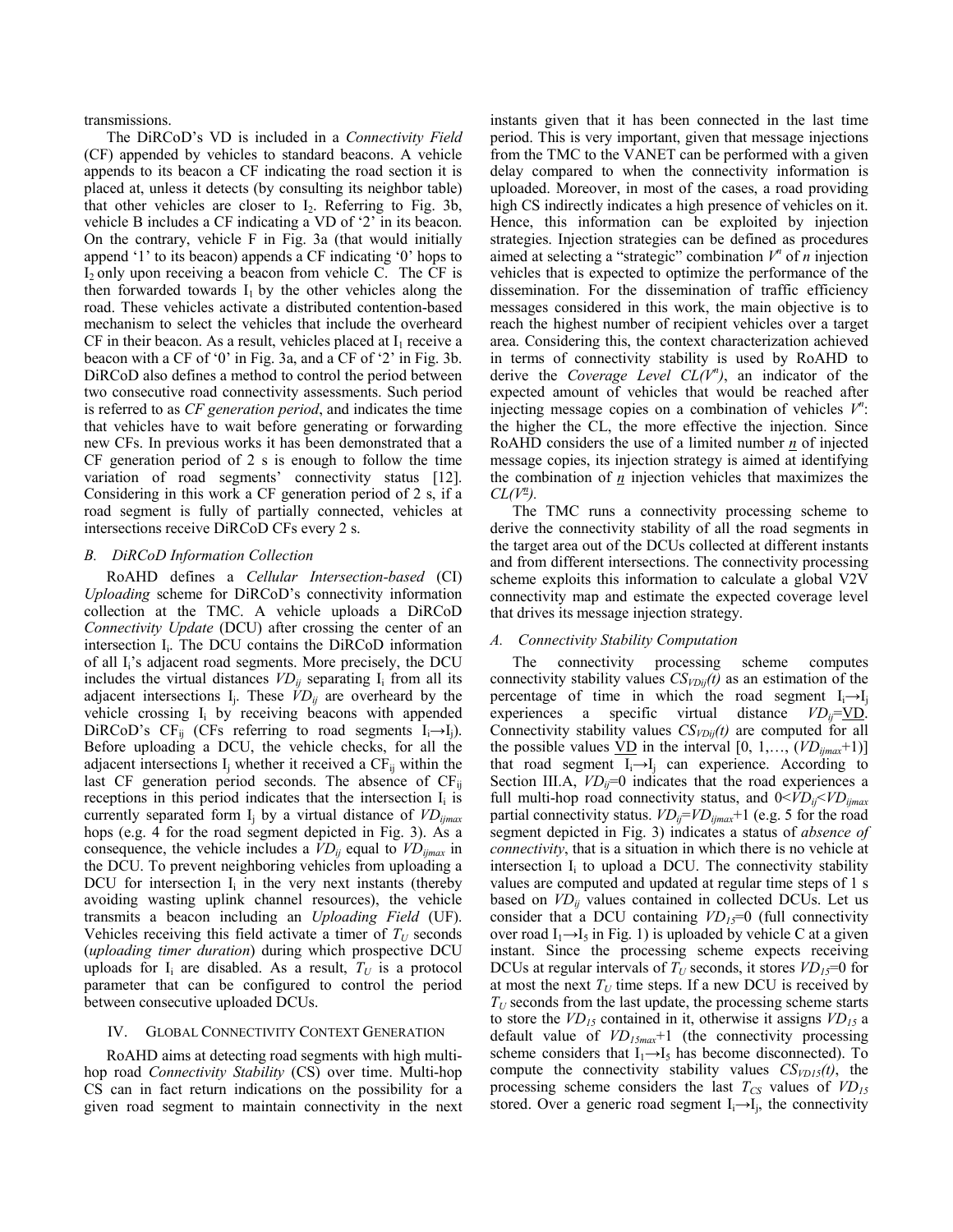transmissions.

The DiRCoD's VD is included in a *Connectivity Field* (CF) appended by vehicles to standard beacons. A vehicle appends to its beacon a CF indicating the road section it is placed at, unless it detects (by consulting its neighbor table) that other vehicles are closer to $I_2$. Referring to Fig. 3b, vehicle B includes a CF indicating a VD of '2' in its beacon. On the contrary, vehicle F in Fig. 3a (that would initially append '1' to its beacon) appends a CF indicating '0' hops to $I_2$ only upon receiving a beacon from vehicle C. The CF is then forwarded towards $I_1$ by the other vehicles along the road. These vehicles activate a distributed contention-based mechanism to select the vehicles that include the overheard CF in their beacon. As a result, vehicles placed at $I_1$ receive a beacon with a CF of '0' in Fig. 3a, and a CF of '2' in Fig. 3b. DiRCoD also defines a method to control the period between two consecutive road connectivity assessments. Such period is referred to as *CF generation period*, and indicates the time that vehicles have to wait before generating or forwarding new CFs. In previous works it has been demonstrated that a CF generation period of 2 s is enough to follow the time variation of road segments' connectivity status [12]. Considering in this work a CF generation period of 2 s, if a road segment is fully of partially connected, vehicles at intersections receive DiRCoD CFs every 2 s.

### B. DiRCoD Information Collection

RoAHD defines a *Cellular Intersection-based* (CI) *Uploading* scheme for DiRCoD's connectivity information collection at the TMC. A vehicle uploads a DiRCoD *Connectivity Update* (DCU) after crossing the center of an intersection $I_i$. The DCU contains the DiRCoD information of all $I_i$'s adjacent road segments. More precisely, the DCU includes the virtual distances $VD_{ij}$ separating $I_i$ from all its adjacent intersections $I_j$. These $VD_{ij}$ are overheard by the vehicle crossing $I_i$ by receiving beacons with appended DiRCoD's $CF_{ij}$ (CFs referring to road segments $I_i \rightarrow I_j$). Before uploading a DCU, the vehicle checks, for all the adjacent intersections $I_j$ whether it received a $CF_{ij}$ within the last CF generation period seconds. The absence of $CF_{ij}$ receptions in this period indicates that the intersection $I_i$ is currently separated form $I_j$ by a virtual distance of $VD_{ijmax}$ hops (e.g. 4 for the road segment depicted in Fig. 3). As a consequence, the vehicle includes a $VD_{ij}$ equal to $VD_{ijmax}$ in the DCU. To prevent neighboring vehicles from uploading a DCU for intersection $I_i$ in the very next instants (thereby avoiding wasting uplink channel resources), the vehicle transmits a beacon including an *Uploading Field* (UF). Vehicles receiving this field activate a timer of $T_U$ seconds (*uploading timer duration*) during which prospective DCU uploads for $I_i$ are disabled. As a result, $T_U$ is a protocol parameter that can be configured to control the period between consecutive uploaded DCUs.

## IV. Global Connectivity Context Generation

RoAHD aims at detecting road segments with high multi-hop road *Connectivity Stability* (CS) over time. Multi-hop CS can in fact return indications on the possibility for a given road segment to maintain connectivity in the next instants given that it has been connected in the last time period. This is very important, given that message injections from the TMC to the VANET can be performed with a given delay compared to when the connectivity information is uploaded. Moreover, in most of the cases, a road providing high CS indirectly indicates a high presence of vehicles on it. Hence, this information can be exploited by injection strategies. Injection strategies can be defined as procedures aimed at selecting a "strategic" combination $V^n$ of $n$ injection vehicles that is expected to optimize the performance of the dissemination. For the dissemination of traffic efficiency messages considered in this work, the main objective is to reach the highest number of recipient vehicles over a target area. Considering this, the context characterization achieved in terms of connectivity stability is used by RoAHD to derive the *Coverage Level* $CL(V^n)$, an indicator of the expected amount of vehicles that would be reached after injecting message copies on a combination of vehicles $V^n$: the higher the CL, the more effective the injection. Since RoAHD considers the use of a limited number $\underline{n}$ of injected message copies, its injection strategy is aimed at identifying the combination of $\underline{n}$ injection vehicles that maximizes the $CL(V^{\underline{n}})$.

The TMC runs a connectivity processing scheme to derive the connectivity stability of all the road segments in the target area out of the DCUs collected at different instants and from different intersections. The connectivity processing scheme exploits this information to calculate a global V2V connectivity map and estimate the expected coverage level that drives its message injection strategy.

### A. Connectivity Stability Computation

The connectivity processing scheme computes connectivity stability values $CS_{VDij}(t)$ as an estimation of the percentage of time in which the road segment $I_i \rightarrow I_j$ experiences a specific virtual distance $VD_{ij}=\underline{VD}$. Connectivity stability values $CS_{VDij}(t)$ are computed for all the possible values $\underline{VD}$ in the interval $[0, 1, \ldots, (VD_{ijmax}+1)]$ that road segment $I_i \rightarrow I_j$ can experience. According to Section III.A, $VD_{ij}=0$ indicates that the road experiences a full multi-hop road connectivity status, and $0<VD_{ij}<VD_{ijmax}$ partial connectivity status. $VD_{ij}=VD_{ijmax}+1$ (e.g. 5 for the road segment depicted in Fig. 3) indicates a status of *absence of connectivity*, that is a situation in which there is no vehicle at intersection $I_i$ to upload a DCU. The connectivity stability values are computed and updated at regular time steps of 1 s based on $VD_{ij}$ values contained in collected DCUs. Let us consider that a DCU containing $VD_{15}=0$ (full connectivity over road $I_1 \rightarrow I_5$ in Fig. 1) is uploaded by vehicle C at a given instant. Since the processing scheme expects receiving DCUs at regular intervals of $T_U$ seconds, it stores $VD_{15}=0$ for at most the next $T_U$ time steps. If a new DCU is received by $T_U$ seconds from the last update, the processing scheme starts to store the $VD_{15}$ contained in it, otherwise it assigns $VD_{15}$ a default value of $VD_{15max}+1$ (the connectivity processing scheme considers that $I_1 \rightarrow I_5$ has become disconnected). To compute the connectivity stability values $CS_{VD15}(t)$, the processing scheme considers the last $T_{CS}$ values of $VD_{15}$ stored. Over a generic road segment $I_i \rightarrow I_j$, the connectivity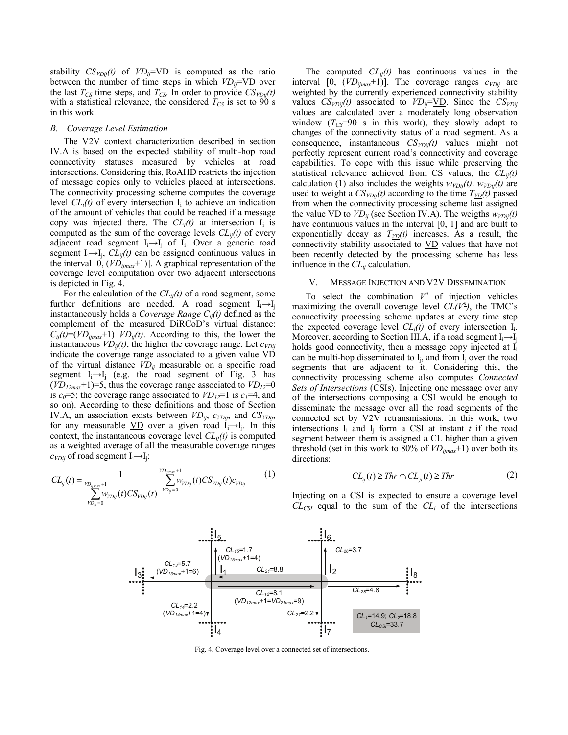stability $CS_{VDij}(t)$ of $VD_{ij}$=$\underline{VD}$ is computed as the ratio between the number of time steps in which $VD_{ij}$=$\underline{VD}$ over the last $T_{CS}$ time steps, and $T_{CS}$. In order to provide $CS_{VDij}(t)$ with a statistical relevance, the considered $T_{CS}$ is set to 90 s in this work.

### *B. Coverage Level Estimation*

The V2V context characterization described in section IV.A is based on the expected stability of multi-hop road connectivity statuses measured by vehicles at road intersections. Considering this, RoAHD restricts the injection of message copies only to vehicles placed at intersections. The connectivity processing scheme computes the coverage level $CL_i(t)$ of every intersection $I_i$ to achieve an indication of the amount of vehicles that could be reached if a message copy was injected there. The $CL_i(t)$ at intersection $I_i$ is computed as the sum of the coverage levels $CL_{ij}(t)$ of every adjacent road segment $I_i \rightarrow I_j$ of $I_i$. Over a generic road segment $I_i \rightarrow I_j$, $CL_{ij}(t)$ can be assigned continuous values in the interval $[0, (VD_{ijmax}+1)]$. A graphical representation of the coverage level computation over two adjacent intersections is depicted in Fig. 4.

For the calculation of the $CL_{ij}(t)$ of a road segment, some further definitions are needed. A road segment $I_i \rightarrow I_j$ instantaneously holds a *Coverage Range* $C_{ij}(t)$ defined as the complement of the measured DiRCoD's virtual distance: $C_{ij}(t)=(VD_{ijmax}+1)-VD_{ij}(t)$. According to this, the lower the instantaneous $VD_{ij}(t)$, the higher the coverage range. Let $c_{VDij}$ indicate the coverage range associated to a given value $\underline{VD}$ of the virtual distance $VD_{ij}$ measurable on a specific road segment $I_i \rightarrow I_j$ (e.g. the road segment of Fig. 3 has $(VD_{12max}+1)=5$, thus the coverage range associated to $VD_{12}=0$ is $c_0=5$; the coverage range associated to $VD_{12}=1$ is $c_1=4$, and so on). According to these definitions and those of Section IV.A, an association exists between $VD_{ij}$, $c_{VDij}$, and $CS_{VDij}$, for any measurable $\underline{VD}$ over a given road $I_i \rightarrow I_j$. In this context, the instantaneous coverage level $CL_{ij}(t)$ is computed as a weighted average of all the measurable coverage ranges $c_{VDij}$ of road segment $I_i \rightarrow I_j$:

$$CL_{ij}(t) = \frac{1}{\sum_{VD_{ij}=0}^{VD_{ij\max}+1} w_{VDij}(t) CS_{VDij}(t)} \sum_{VD_{ij}=0}^{VD_{ij\max}+1} w_{VDij}(t) CS_{VDij}(t) c_{VDij} \tag{1}$$

The computed $CL_{ij}(t)$ has continuous values in the interval $[0, (VD_{ijmax}+1)]$. The coverage ranges $c_{VDij}$ are weighted by the currently experienced connectivity stability values $CS_{VDij}(t)$ associated to $VD_{ij}$=$\underline{VD}$. Since the $CS_{VDij}$ values are calculated over a moderately long observation window ($T_{CS}$=90 s in this work), they slowly adapt to changes of the connectivity status of a road segment. As a consequence, instantaneous $CS_{VDij}(t)$ values might not perfectly represent current road's connectivity and coverage capabilities. To cope with this issue while preserving the statistical relevance achieved from CS values, the $CL_{ij}(t)$ calculation (1) also includes the weights $w_{VDij}(t)$. $w_{VDij}(t)$ are used to weight a $CS_{VDij}(t)$ according to the time $T_{\underline{VD}}(t)$ passed from when the connectivity processing scheme last assigned the value $\underline{VD}$ to $VD_{ij}$ (see Section IV.A). The weigths $w_{VDij}(t)$ have continuous values in the interval [0, 1] and are built to exponentially decay as $T_{\underline{VD}}(t)$ increases. As a result, the connectivity stability associated to $\underline{VD}$ values that have not been recently detected by the processing scheme has less influence in the $CL_{ij}$ calculation.

## V. Message Injection and V2V Dissemination

To select the combination $V^{\underline{n}}$ of injection vehicles maximizing the overall coverage level $CL(V^{\underline{n}})$, the TMC's connectivity processing scheme updates at every time step the expected coverage level $CL_i(t)$ of every intersection $I_i$. Moreover, according to Section III.A, if a road segment $I_i \rightarrow I_j$ holds good connectivity, then a message copy injected at $I_i$ can be multi-hop disseminated to $I_j$, and from $I_j$ over the road segments that are adjacent to it. Considering this, the connectivity processing scheme also computes *Connected Sets of Intersections* (CSIs). Injecting one message over any of the intersections composing a CSI would be enough to disseminate the message over all the road segments of the connected set by V2V retransmissions. In this work, two intersections $I_i$ and $I_j$ form a CSI at instant $t$ if the road segment between them is assigned a CL higher than a given threshold (set in this work to 80% of $VD_{ijmax}$+1) over both its directions:

$$CL_{ij}(t) \geq Thr \cap CL_{ji}(t) \geq Thr \tag{2}$$

Injecting on a CSI is expected to ensure a coverage level $CL_{CSI}$ equal to the sum of the $CL_i$ of the intersections

Fig. 4. Coverage level over a connected set of intersections.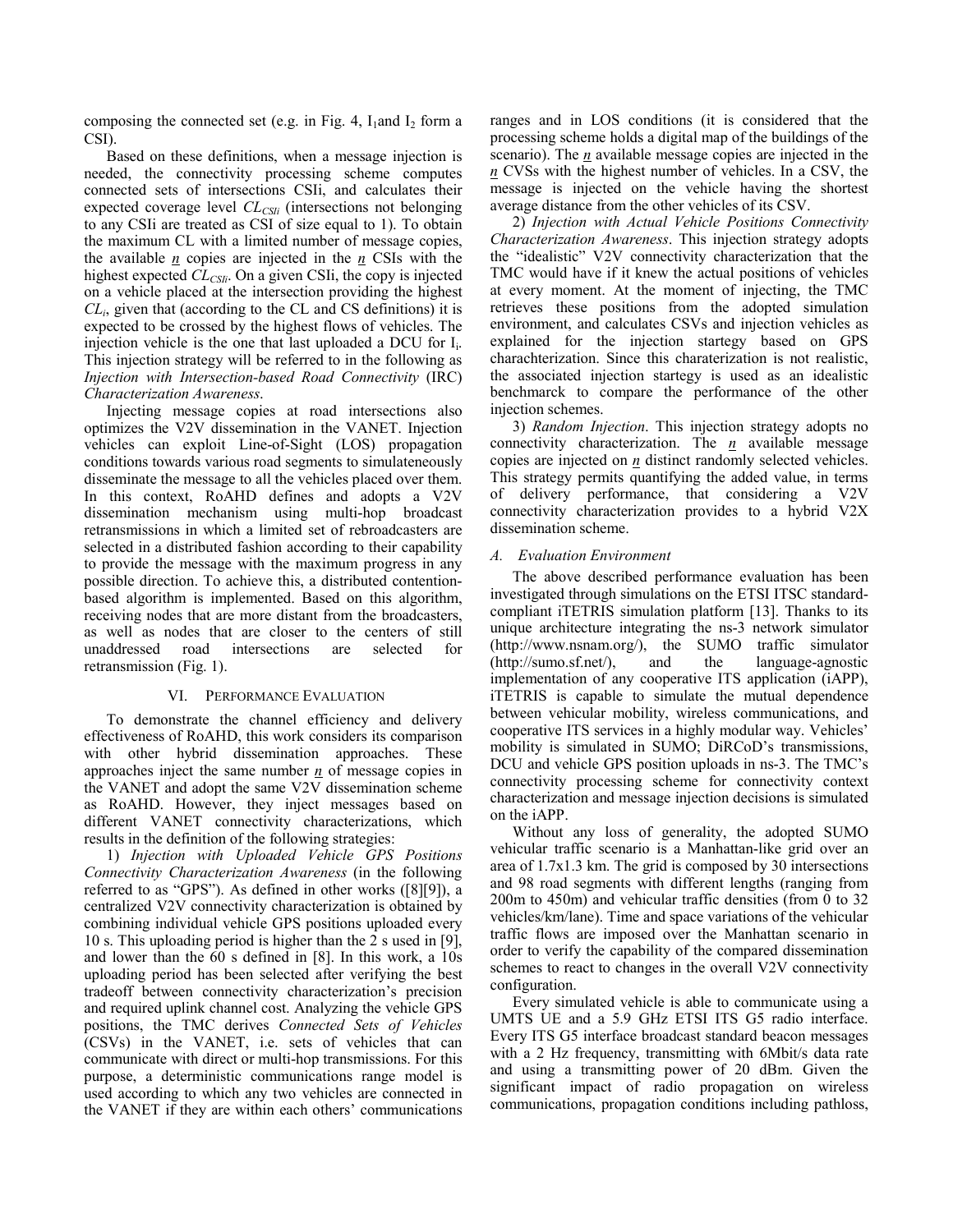composing the connected set (e.g. in Fig. 4, $I_1$and $I_2$ form a CSI).

Based on these definitions, when a message injection is needed, the connectivity processing scheme computes connected sets of intersections CSIi, and calculates their expected coverage level $CL_{CSIi}$ (intersections not belonging to any CSIi are treated as CSI of size equal to 1). To obtain the maximum CL with a limited number of message copies, the available $\underline{n}$ copies are injected in the $\underline{n}$ CSIs with the highest expected $CL_{CSIi}$. On a given CSIi, the copy is injected on a vehicle placed at the intersection providing the highest $CL_i$, given that (according to the CL and CS definitions) it is expected to be crossed by the highest flows of vehicles. The injection vehicle is the one that last uploaded a DCU for $I_i$. This injection strategy will be referred to in the following as *Injection with Intersection-based Road Connectivity* (IRC) *Characterization Awareness*.

Injecting message copies at road intersections also optimizes the V2V dissemination in the VANET. Injection vehicles can exploit Line-of-Sight (LOS) propagation conditions towards various road segments to simulateneously disseminate the message to all the vehicles placed over them. In this context, RoAHD defines and adopts a V2V dissemination mechanism using multi-hop broadcast retransmissions in which a limited set of rebroadcasters are selected in a distributed fashion according to their capability to provide the message with the maximum progress in any possible direction. To achieve this, a distributed contention-based algorithm is implemented. Based on this algorithm, receiving nodes that are more distant from the broadcasters, as well as nodes that are closer to the centers of still unaddressed road intersections are selected for retransmission (Fig. 1).

## VI. Performance Evaluation

To demonstrate the channel efficiency and delivery effectiveness of RoAHD, this work considers its comparison with other hybrid dissemination approaches. These approaches inject the same number $\underline{n}$ of message copies in the VANET and adopt the same V2V dissemination scheme as RoAHD. However, they inject messages based on different VANET connectivity characterizations, which results in the definition of the following strategies:

1) *Injection with Uploaded Vehicle GPS Positions Connectivity Characterization Awareness* (in the following referred to as "GPS"). As defined in other works ([8][9]), a centralized V2V connectivity characterization is obtained by combining individual vehicle GPS positions uploaded every 10 s. This uploading period is higher than the 2 s used in [9], and lower than the 60 s defined in [8]. In this work, a 10s uploading period has been selected after verifying the best tradeoff between connectivity characterization's precision and required uplink channel cost. Analyzing the vehicle GPS positions, the TMC derives *Connected Sets of Vehicles* (CSVs) in the VANET, i.e. sets of vehicles that can communicate with direct or multi-hop transmissions. For this purpose, a deterministic communications range model is used according to which any two vehicles are connected in the VANET if they are within each others' communications ranges and in LOS conditions (it is considered that the processing scheme holds a digital map of the buildings of the scenario). The $\underline{n}$ available message copies are injected in the $\underline{n}$ CVSs with the highest number of vehicles. In a CSV, the message is injected on the vehicle having the shortest average distance from the other vehicles of its CSV.

2) *Injection with Actual Vehicle Positions Connectivity Characterization Awareness*. This injection strategy adopts the "idealistic" V2V connectivity characterization that the TMC would have if it knew the actual positions of vehicles at every moment. At the moment of injecting, the TMC retrieves these positions from the adopted simulation environment, and calculates CSVs and injection vehicles as explained for the injection startegy based on GPS charachterization. Since this charaterization is not realistic, the associated injection startegy is used as an idealistic benchmarck to compare the performance of the other injection schemes.

3) *Random Injection*. This injection strategy adopts no connectivity characterization. The $\underline{n}$ available message copies are injected on $\underline{n}$ distinct randomly selected vehicles. This strategy permits quantifying the added value, in terms of delivery performance, that considering a V2V connectivity characterization provides to a hybrid V2X dissemination scheme.

### *A. Evaluation Environment*

The above described performance evaluation has been investigated through simulations on the ETSI ITSC standard-compliant iTETRIS simulation platform [13]. Thanks to its unique architecture integrating the ns-3 network simulator (http://www.nsnam.org/), the SUMO traffic simulator (http://sumo.sf.net/), and the language-agnostic implementation of any cooperative ITS application (iAPP), iTETRIS is capable to simulate the mutual dependence between vehicular mobility, wireless communications, and cooperative ITS services in a highly modular way. Vehicles' mobility is simulated in SUMO; DiRCoD's transmissions, DCU and vehicle GPS position uploads in ns-3. The TMC's connectivity processing scheme for connectivity context characterization and message injection decisions is simulated on the iAPP.

Without any loss of generality, the adopted SUMO vehicular traffic scenario is a Manhattan-like grid over an area of 1.7x1.3 km. The grid is composed by 30 intersections and 98 road segments with different lengths (ranging from 200m to 450m) and vehicular traffic densities (from 0 to 32 vehicles/km/lane). Time and space variations of the vehicular traffic flows are imposed over the Manhattan scenario in order to verify the capability of the compared dissemination schemes to react to changes in the overall V2V connectivity configuration.

Every simulated vehicle is able to communicate using a UMTS UE and a 5.9 GHz ETSI ITS G5 radio interface. Every ITS G5 interface broadcast standard beacon messages with a 2 Hz frequency, transmitting with 6Mbit/s data rate and using a transmitting power of 20 dBm. Given the significant impact of radio propagation on wireless communications, propagation conditions including pathloss,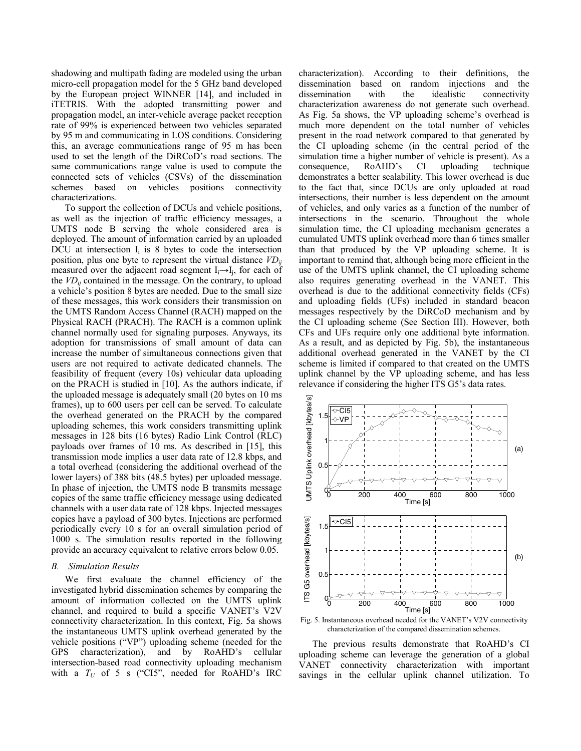shadowing and multipath fading are modeled using the urban micro-cell propagation model for the 5 GHz band developed by the European project WINNER [14], and included in iTETRIS. With the adopted transmitting power and propagation model, an inter-vehicle average packet reception rate of 99% is experienced between two vehicles separated by 95 m and communicating in LOS conditions. Considering this, an average communications range of 95 m has been used to set the length of the DiRCoD's road sections. The same communications range value is used to compute the connected sets of vehicles (CSVs) of the dissemination schemes based on vehicles positions connectivity characterizations.

To support the collection of DCUs and vehicle positions, as well as the injection of traffic efficiency messages, a UMTS node B serving the whole considered area is deployed. The amount of information carried by an uploaded DCU at intersection $I_i$ is 8 bytes to code the intersection position, plus one byte to represent the virtual distance $VD_{ij}$ measured over the adjacent road segment $I_i \rightarrow I_j$, for each of the $VD_{ij}$ contained in the message. On the contrary, to upload a vehicle's position 8 bytes are needed. Due to the small size of these messages, this work considers their transmission on the UMTS Random Access Channel (RACH) mapped on the Physical RACH (PRACH). The RACH is a common uplink channel normally used for signaling purposes. Anyways, its adoption for transmissions of small amount of data can increase the number of simultaneous connections given that users are not required to activate dedicated channels. The feasibility of frequent (every 10s) vehicular data uploading on the PRACH is studied in [10]. As the authors indicate, if the uploaded message is adequately small (20 bytes on 10 ms frames), up to 600 users per cell can be served. To calculate the overhead generated on the PRACH by the compared uploading schemes, this work considers transmitting uplink messages in 128 bits (16 bytes) Radio Link Control (RLC) payloads over frames of 10 ms. As described in [15], this transmission mode implies a user data rate of 12.8 kbps, and a total overhead (considering the additional overhead of the lower layers) of 388 bits (48.5 bytes) per uploaded message. In phase of injection, the UMTS node B transmits message copies of the same traffic efficiency message using dedicated channels with a user data rate of 128 kbps. Injected messages copies have a payload of 300 bytes. Injections are performed periodically every 10 s for an overall simulation period of 1000 s. The simulation results reported in the following provide an accuracy equivalent to relative errors below 0.05.

### B. Simulation Results

We first evaluate the channel efficiency of the investigated hybrid dissemination schemes by comparing the amount of information collected on the UMTS uplink channel, and required to build a specific VANET's V2V connectivity characterization. In this context, Fig. 5a shows the instantaneous UMTS uplink overhead generated by the vehicle positions ("VP") uploading scheme (needed for the GPS characterization), and by RoAHD's cellular intersection-based road connectivity uploading mechanism with a $T_U$ of 5 s ("CI5", needed for RoAHD's IRC characterization). According to their definitions, the dissemination based on random injections and the dissemination with the idealistic connectivity characterization awareness do not generate such overhead. As Fig. 5a shows, the VP uploading scheme's overhead is much more dependent on the total number of vehicles present in the road network compared to that generated by the CI uploading scheme (in the central period of the simulation time a higher number of vehicle is present). As a consequence, RoAHD's CI uploading technique demonstrates a better scalability. This lower overhead is due to the fact that, since DCUs are only uploaded at road intersections, their number is less dependent on the amount of vehicles, and only varies as a function of the number of intersections in the scenario. Throughout the whole simulation time, the CI uploading mechanism generates a cumulated UMTS uplink overhead more than 6 times smaller than that produced by the VP uploading scheme. It is important to remind that, although being more efficient in the use of the UMTS uplink channel, the CI uploading scheme also requires generating overhead in the VANET. This overhead is due to the additional connectivity fields (CFs) and uploading fields (UFs) included in standard beacon messages respectively by the DiRCoD mechanism and by the CI uploading scheme (See Section III). However, both CFs and UFs require only one additional byte information. As a result, and as depicted by Fig. 5b), the instantaneous additional overhead generated in the VANET by the CI scheme is limited if compared to that created on the UMTS uplink channel by the VP uploading scheme, and has less relevance if considering the higher ITS G5's data rates.

Fig. 5. Instantaneous overhead needed for the VANET's V2V connectivity characterization of the compared dissemination schemes.

The previous results demonstrate that RoAHD's CI uploading scheme can leverage the generation of a global VANET connectivity characterization with important savings in the cellular uplink channel utilization. To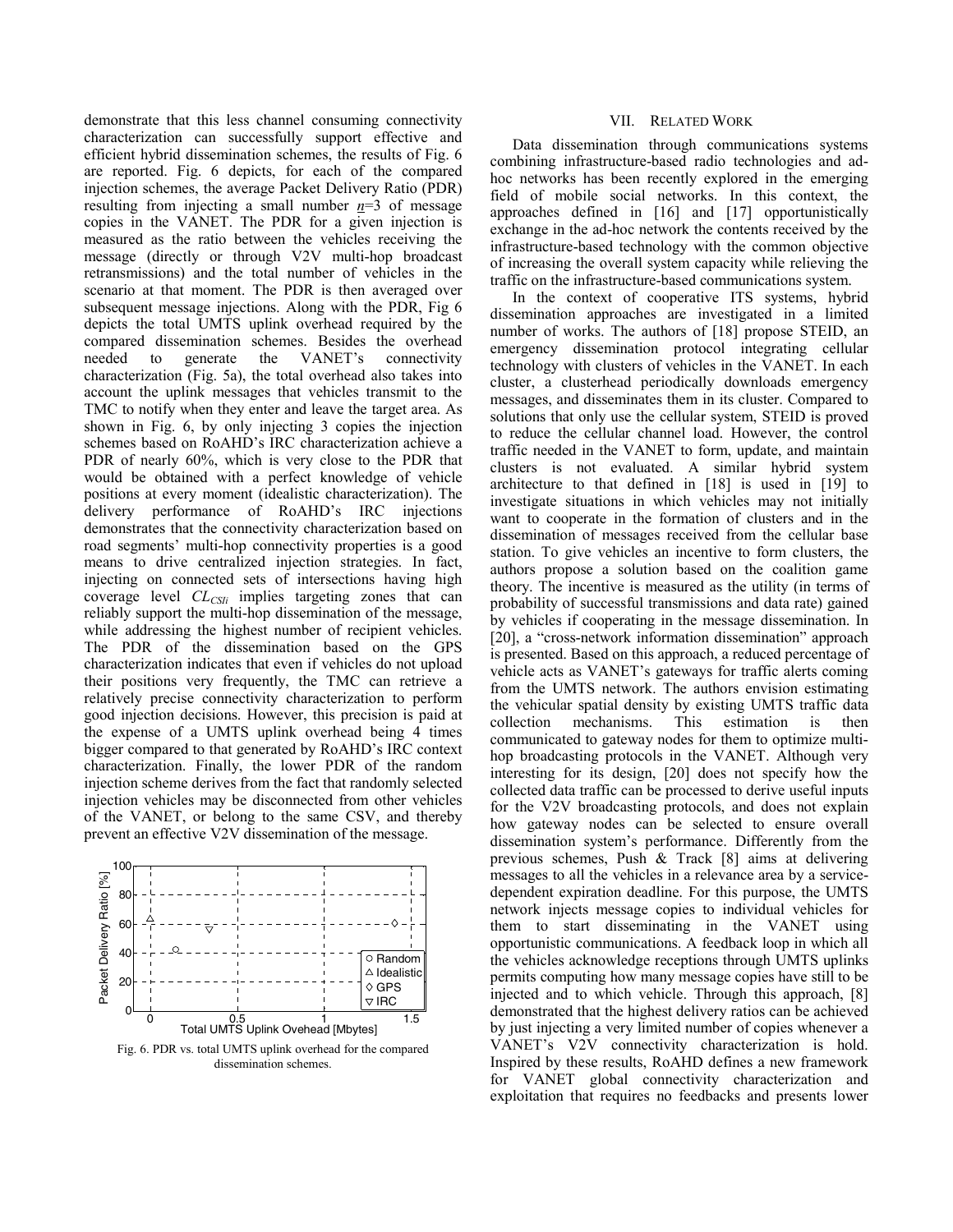demonstrate that this less channel consuming connectivity characterization can successfully support effective and efficient hybrid dissemination schemes, the results of Fig. 6 are reported. Fig. 6 depicts, for each of the compared injection schemes, the average Packet Delivery Ratio (PDR) resulting from injecting a small number $n$=3 of message copies in the VANET. The PDR for a given injection is measured as the ratio between the vehicles receiving the message (directly or through V2V multi-hop broadcast retransmissions) and the total number of vehicles in the scenario at that moment. The PDR is then averaged over subsequent message injections. Along with the PDR, Fig 6 depicts the total UMTS uplink overhead required by the compared dissemination schemes. Besides the overhead needed to generate the VANET's connectivity characterization (Fig. 5a), the total overhead also takes into account the uplink messages that vehicles transmit to the TMC to notify when they enter and leave the target area. As shown in Fig. 6, by only injecting 3 copies the injection schemes based on RoAHD's IRC characterization achieve a PDR of nearly 60%, which is very close to the PDR that would be obtained with a perfect knowledge of vehicle positions at every moment (idealistic characterization). The delivery performance of RoAHD's IRC injections demonstrates that the connectivity characterization based on road segments' multi-hop connectivity properties is a good means to drive centralized injection strategies. In fact, injecting on connected sets of intersections having high coverage level $CL_{CSIi}$ implies targeting zones that can reliably support the multi-hop dissemination of the message, while addressing the highest number of recipient vehicles. The PDR of the dissemination based on the GPS characterization indicates that even if vehicles do not upload their positions very frequently, the TMC can retrieve a relatively precise connectivity characterization to perform good injection decisions. However, this precision is paid at the expense of a UMTS uplink overhead being 4 times bigger compared to that generated by RoAHD's IRC context characterization. Finally, the lower PDR of the random injection scheme derives from the fact that randomly selected injection vehicles may be disconnected from other vehicles of the VANET, or belong to the same CSV, and thereby prevent an effective V2V dissemination of the message.

Fig. 6. PDR vs. total UMTS uplink overhead for the compared dissemination schemes.

## VII. Related Work

Data dissemination through communications systems combining infrastructure-based radio technologies and ad-hoc networks has been recently explored in the emerging field of mobile social networks. In this context, the approaches defined in [16] and [17] opportunistically exchange in the ad-hoc network the contents received by the infrastructure-based technology with the common objective of increasing the overall system capacity while relieving the traffic on the infrastructure-based communications system.

In the context of cooperative ITS systems, hybrid dissemination approaches are investigated in a limited number of works. The authors of [18] propose STEID, an emergency dissemination protocol integrating cellular technology with clusters of vehicles in the VANET. In each cluster, a clusterhead periodically downloads emergency messages, and disseminates them in its cluster. Compared to solutions that only use the cellular system, STEID is proved to reduce the cellular channel load. However, the control traffic needed in the VANET to form, update, and maintain clusters is not evaluated. A similar hybrid system architecture to that defined in [18] is used in [19] to investigate situations in which vehicles may not initially want to cooperate in the formation of clusters and in the dissemination of messages received from the cellular base station. To give vehicles an incentive to form clusters, the authors propose a solution based on the coalition game theory. The incentive is measured as the utility (in terms of probability of successful transmissions and data rate) gained by vehicles if cooperating in the message dissemination. In [20], a "cross-network information dissemination" approach is presented. Based on this approach, a reduced percentage of vehicle acts as VANET's gateways for traffic alerts coming from the UMTS network. The authors envision estimating the vehicular spatial density by existing UMTS traffic data collection mechanisms. This estimation is then communicated to gateway nodes for them to optimize multi-hop broadcasting protocols in the VANET. Although very interesting for its design, [20] does not specify how the collected data traffic can be processed to derive useful inputs for the V2V broadcasting protocols, and does not explain how gateway nodes can be selected to ensure overall dissemination system's performance. Differently from the previous schemes, Push & Track [8] aims at delivering messages to all the vehicles in a relevance area by a service-dependent expiration deadline. For this purpose, the UMTS network injects message copies to individual vehicles for them to start disseminating in the VANET using opportunistic communications. A feedback loop in which all the vehicles acknowledge receptions through UMTS uplinks permits computing how many message copies have still to be injected and to which vehicle. Through this approach, [8] demonstrated that the highest delivery ratios can be achieved by just injecting a very limited number of copies whenever a VANET's V2V connectivity characterization is hold. Inspired by these results, RoAHD defines a new framework for VANET global connectivity characterization and exploitation that requires no feedbacks and presents lower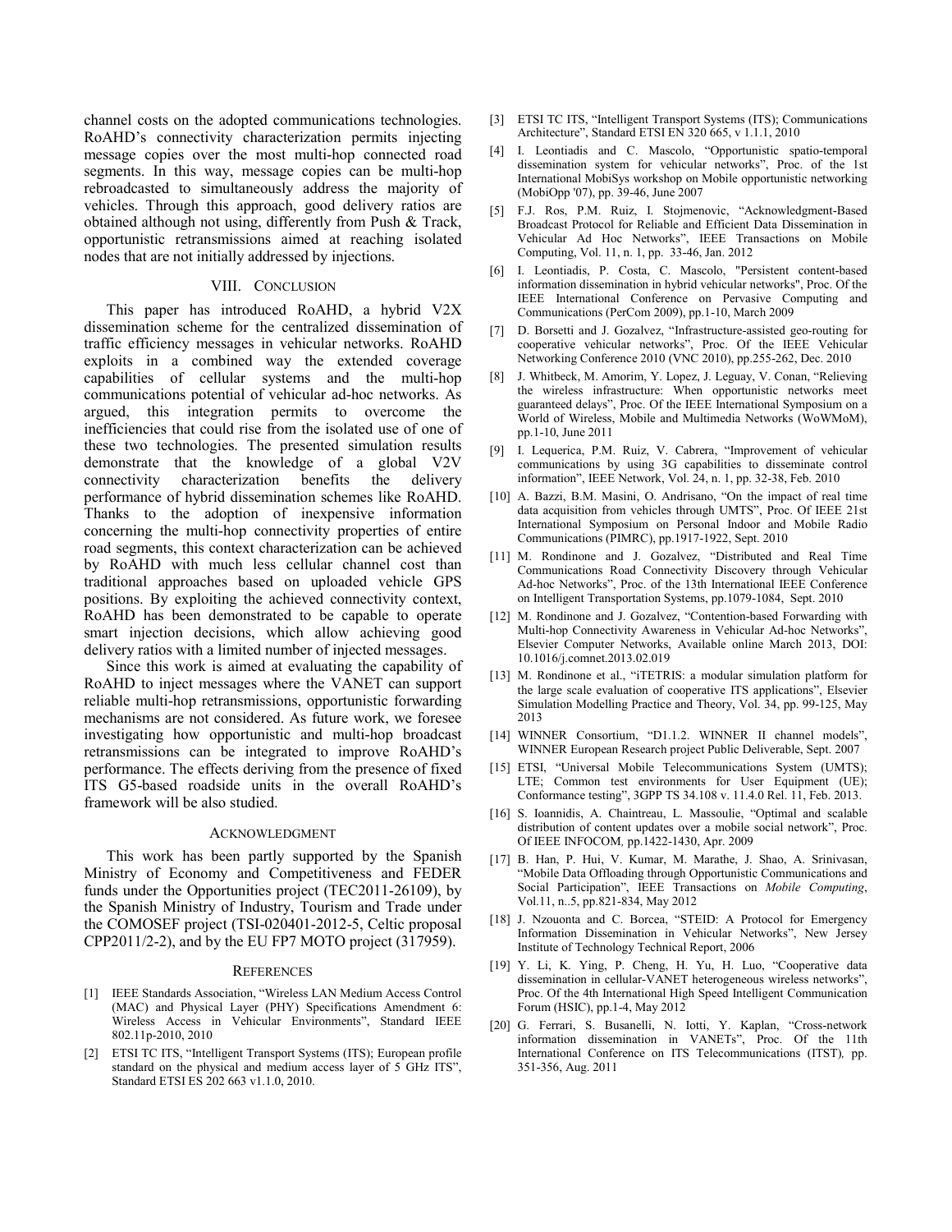channel costs on the adopted communications technologies. RoAHD's connectivity characterization permits injecting message copies over the most multi-hop connected road segments. In this way, message copies can be multi-hop rebroadcasted to simultaneously address the majority of vehicles. Through this approach, good delivery ratios are obtained although not using, differently from Push & Track, opportunistic retransmissions aimed at reaching isolated nodes that are not initially addressed by injections.

## VIII. Conclusion

This paper has introduced RoAHD, a hybrid V2X dissemination scheme for the centralized dissemination of traffic efficiency messages in vehicular networks. RoAHD exploits in a combined way the extended coverage capabilities of cellular systems and the multi-hop communications potential of vehicular ad-hoc networks. As argued, this integration permits to overcome the inefficiencies that could rise from the isolated use of one of these two technologies. The presented simulation results demonstrate that the knowledge of a global V2V connectivity characterization benefits the delivery performance of hybrid dissemination schemes like RoAHD. Thanks to the adoption of inexpensive information concerning the multi-hop connectivity properties of entire road segments, this context characterization can be achieved by RoAHD with much less cellular channel cost than traditional approaches based on uploaded vehicle GPS positions. By exploiting the achieved connectivity context, RoAHD has been demonstrated to be capable to operate smart injection decisions, which allow achieving good delivery ratios with a limited number of injected messages.

Since this work is aimed at evaluating the capability of RoAHD to inject messages where the VANET can support reliable multi-hop retransmissions, opportunistic forwarding mechanisms are not considered. As future work, we foresee investigating how opportunistic and multi-hop broadcast retransmissions can be integrated to improve RoAHD's performance. The effects deriving from the presence of fixed ITS G5-based roadside units in the overall RoAHD's framework will be also studied.

## Acknowledgment

This work has been partly supported by the Spanish Ministry of Economy and Competitiveness and FEDER funds under the Opportunities project (TEC2011-26109), by the Spanish Ministry of Industry, Tourism and Trade under the COMOSEF project (TSI-020401-2012-5, Celtic proposal CPP2011/2-2), and by the EU FP7 MOTO project (317959).

## References

[1] IEEE Standards Association, "Wireless LAN Medium Access Control (MAC) and Physical Layer (PHY) Specifications Amendment 6: Wireless Access in Vehicular Environments", Standard IEEE 802.11p-2010, 2010

[2] ETSI TC ITS, "Intelligent Transport Systems (ITS); European profile standard on the physical and medium access layer of 5 GHz ITS", Standard ETSI ES 202 663 v1.1.0, 2010.

[3] ETSI TC ITS, "Intelligent Transport Systems (ITS); Communications Architecture", Standard ETSI EN 320 665, v 1.1.1, 2010

[4] I. Leontiadis and C. Mascolo, "Opportunistic spatio-temporal dissemination system for vehicular networks", Proc. of the 1st International MobiSys workshop on Mobile opportunistic networking (MobiOpp '07), pp. 39-46, June 2007

[5] F.J. Ros, P.M. Ruiz, I. Stojmenovic, "Acknowledgment-Based Broadcast Protocol for Reliable and Efficient Data Dissemination in Vehicular Ad Hoc Networks", IEEE Transactions on Mobile Computing, Vol. 11, n. 1, pp. 33-46, Jan. 2012

[6] I. Leontiadis, P. Costa, C. Mascolo, "Persistent content-based information dissemination in hybrid vehicular networks", Proc. Of the IEEE International Conference on Pervasive Computing and Communications (PerCom 2009), pp.1-10, March 2009

[7] D. Borsetti and J. Gozalvez, "Infrastructure-assisted geo-routing for cooperative vehicular networks", Proc. Of the IEEE Vehicular Networking Conference 2010 (VNC 2010), pp.255-262, Dec. 2010

[8] J. Whitbeck, M. Amorim, Y. Lopez, J. Leguay, V. Conan, "Relieving the wireless infrastructure: When opportunistic networks meet guaranteed delays", Proc. Of the IEEE International Symposium on a World of Wireless, Mobile and Multimedia Networks (WoWMoM), pp.1-10, June 2011

[9] I. Lequerica, P.M. Ruiz, V. Cabrera, "Improvement of vehicular communications by using 3G capabilities to disseminate control information", IEEE Network, Vol. 24, n. 1, pp. 32-38, Feb. 2010

[10] A. Bazzi, B.M. Masini, O. Andrisano, "On the impact of real time data acquisition from vehicles through UMTS", Proc. Of IEEE 21st International Symposium on Personal Indoor and Mobile Radio Communications (PIMRC), pp.1917-1922, Sept. 2010

[11] M. Rondinone and J. Gozalvez, "Distributed and Real Time Communications Road Connectivity Discovery through Vehicular Ad-hoc Networks", Proc. of the 13th International IEEE Conference on Intelligent Transportation Systems, pp.1079-1084, Sept. 2010

[12] M. Rondinone and J. Gozalvez, "Contention-based Forwarding with Multi-hop Connectivity Awareness in Vehicular Ad-hoc Networks", Elsevier Computer Networks, Available online March 2013, DOI: 10.1016/j.comnet.2013.02.019

[13] M. Rondinone et al., "iTETRIS: a modular simulation platform for the large scale evaluation of cooperative ITS applications", Elsevier Simulation Modelling Practice and Theory, Vol. 34, pp. 99-125, May 2013

[14] WINNER Consortium, "D1.1.2. WINNER II channel models", WINNER European Research project Public Deliverable, Sept. 2007

[15] ETSI, "Universal Mobile Telecommunications System (UMTS); LTE; Common test environments for User Equipment (UE); Conformance testing", 3GPP TS 34.108 v. 11.4.0 Rel. 11, Feb. 2013.

[16] S. Ioannidis, A. Chaintreau, L. Massoulie, "Optimal and scalable distribution of content updates over a mobile social network", Proc. Of IEEE INFOCOM*,* pp.1422-1430, Apr. 2009

[17] B. Han, P. Hui, V. Kumar, M. Marathe, J. Shao, A. Srinivasan, "Mobile Data Offloading through Opportunistic Communications and Social Participation", IEEE Transactions on *Mobile Computing*, Vol.11, n..5, pp.821-834, May 2012

[18] J. Nzouonta and C. Borcea, "STEID: A Protocol for Emergency Information Dissemination in Vehicular Networks", New Jersey Institute of Technology Technical Report, 2006

[19] Y. Li, K. Ying, P. Cheng, H. Yu, H. Luo, "Cooperative data dissemination in cellular-VANET heterogeneous wireless networks", Proc. Of the 4th International High Speed Intelligent Communication Forum (HSIC), pp.1-4, May 2012

[20] G. Ferrari, S. Busanelli, N. Iotti, Y. Kaplan, "Cross-network information dissemination in VANETs", Proc. Of the 11th International Conference on ITS Telecommunications (ITST)*,* pp. 351-356, Aug. 2011